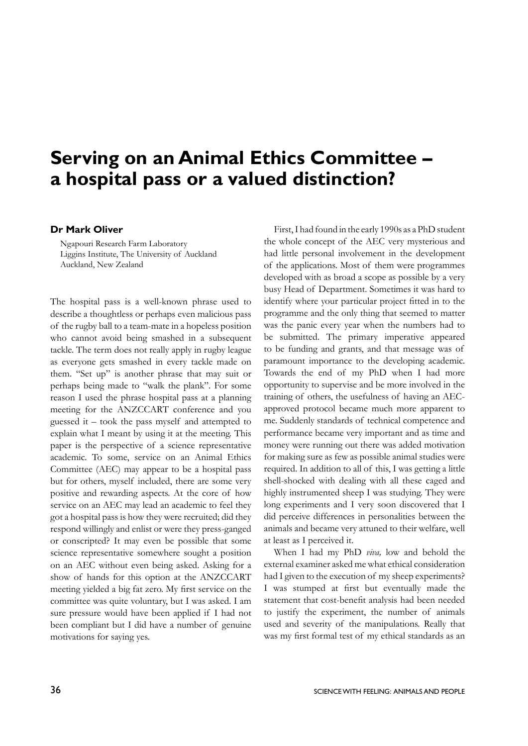# Serving on an Animal Ethics Committee – a hospital pass or a valued distinction?

**Dr Mark Oliver**

Ngapouri Research Farm Laboratory
Liggins Institute, The University of Auckland
Auckland, New Zealand

The hospital pass is a well-known phrase used to describe a thoughtless or perhaps even malicious pass of the rugby ball to a team-mate in a hopeless position who cannot avoid being smashed in a subsequent tackle. The term does not really apply in rugby league as everyone gets smashed in every tackle made on them. "Set up" is another phrase that may suit or perhaps being made to "walk the plank". For some reason I used the phrase hospital pass at a planning meeting for the ANZCCART conference and you guessed it – took the pass myself and attempted to explain what I meant by using it at the meeting. This paper is the perspective of a science representative academic. To some, service on an Animal Ethics Committee (AEC) may appear to be a hospital pass but for others, myself included, there are some very positive and rewarding aspects. At the core of how service on an AEC may lead an academic to feel they got a hospital pass is how they were recruited; did they respond willingly and enlist or were they press-ganged or conscripted? It may even be possible that some science representative somewhere sought a position on an AEC without even being asked. Asking for a show of hands for this option at the ANZCCART meeting yielded a big fat zero. My first service on the committee was quite voluntary, but I was asked. I am sure pressure would have been applied if I had not been compliant but I did have a number of genuine motivations for saying yes.

First, I had found in the early 1990s as a PhD student the whole concept of the AEC very mysterious and had little personal involvement in the development of the applications. Most of them were programmes developed with as broad a scope as possible by a very busy Head of Department. Sometimes it was hard to identify where your particular project fitted in to the programme and the only thing that seemed to matter was the panic every year when the numbers had to be submitted. The primary imperative appeared to be funding and grants, and that message was of paramount importance to the developing academic. Towards the end of my PhD when I had more opportunity to supervise and be more involved in the training of others, the usefulness of having an AEC-approved protocol became much more apparent to me. Suddenly standards of technical competence and performance became very important and as time and money were running out there was added motivation for making sure as few as possible animal studies were required. In addition to all of this, I was getting a little shell-shocked with dealing with all these caged and highly instrumented sheep I was studying. They were long experiments and I very soon discovered that I did perceive differences in personalities between the animals and became very attuned to their welfare, well at least as I perceived it.

When I had my PhD *viva,* low and behold the external examiner asked me what ethical consideration had I given to the execution of my sheep experiments? I was stumped at first but eventually made the statement that cost-benefit analysis had been needed to justify the experiment, the number of animals used and severity of the manipulations. Really that was my first formal test of my ethical standards as an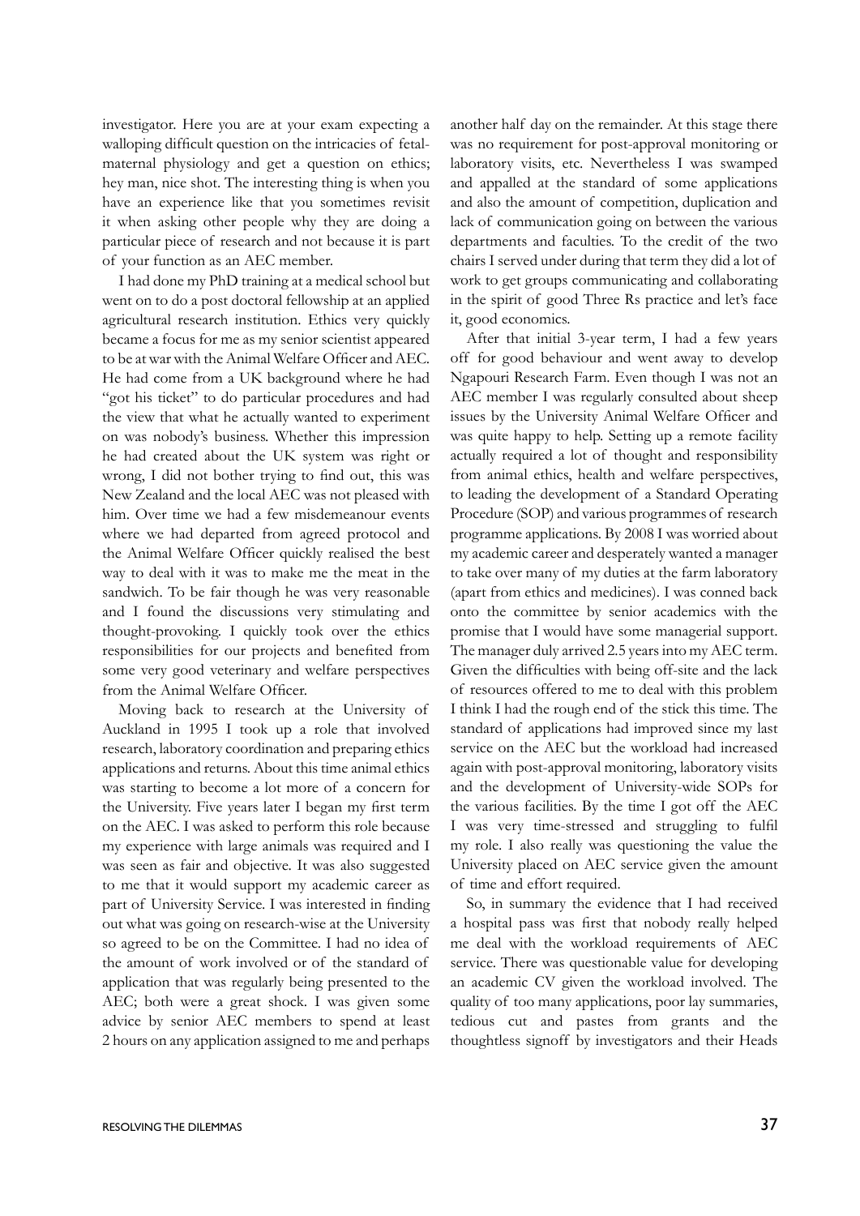investigator. Here you are at your exam expecting a walloping difficult question on the intricacies of fetal-maternal physiology and get a question on ethics; hey man, nice shot. The interesting thing is when you have an experience like that you sometimes revisit it when asking other people why they are doing a particular piece of research and not because it is part of your function as an AEC member.

I had done my PhD training at a medical school but went on to do a post doctoral fellowship at an applied agricultural research institution. Ethics very quickly became a focus for me as my senior scientist appeared to be at war with the Animal Welfare Officer and AEC. He had come from a UK background where he had "got his ticket" to do particular procedures and had the view that what he actually wanted to experiment on was nobody's business. Whether this impression he had created about the UK system was right or wrong, I did not bother trying to find out, this was New Zealand and the local AEC was not pleased with him. Over time we had a few misdemeanour events where we had departed from agreed protocol and the Animal Welfare Officer quickly realised the best way to deal with it was to make me the meat in the sandwich. To be fair though he was very reasonable and I found the discussions very stimulating and thought-provoking. I quickly took over the ethics responsibilities for our projects and benefited from some very good veterinary and welfare perspectives from the Animal Welfare Officer.

Moving back to research at the University of Auckland in 1995 I took up a role that involved research, laboratory coordination and preparing ethics applications and returns. About this time animal ethics was starting to become a lot more of a concern for the University. Five years later I began my first term on the AEC. I was asked to perform this role because my experience with large animals was required and I was seen as fair and objective. It was also suggested to me that it would support my academic career as part of University Service. I was interested in finding out what was going on research-wise at the University so agreed to be on the Committee. I had no idea of the amount of work involved or of the standard of application that was regularly being presented to the AEC; both were a great shock. I was given some advice by senior AEC members to spend at least 2 hours on any application assigned to me and perhaps another half day on the remainder. At this stage there was no requirement for post-approval monitoring or laboratory visits, etc. Nevertheless I was swamped and appalled at the standard of some applications and also the amount of competition, duplication and lack of communication going on between the various departments and faculties. To the credit of the two chairs I served under during that term they did a lot of work to get groups communicating and collaborating in the spirit of good Three Rs practice and let's face it, good economics.

After that initial 3-year term, I had a few years off for good behaviour and went away to develop Ngapouri Research Farm. Even though I was not an AEC member I was regularly consulted about sheep issues by the University Animal Welfare Officer and was quite happy to help. Setting up a remote facility actually required a lot of thought and responsibility from animal ethics, health and welfare perspectives, to leading the development of a Standard Operating Procedure (SOP) and various programmes of research programme applications. By 2008 I was worried about my academic career and desperately wanted a manager to take over many of my duties at the farm laboratory (apart from ethics and medicines). I was conned back onto the committee by senior academics with the promise that I would have some managerial support. The manager duly arrived 2.5 years into my AEC term. Given the difficulties with being off-site and the lack of resources offered to me to deal with this problem I think I had the rough end of the stick this time. The standard of applications had improved since my last service on the AEC but the workload had increased again with post-approval monitoring, laboratory visits and the development of University-wide SOPs for the various facilities. By the time I got off the AEC I was very time-stressed and struggling to fulfil my role. I also really was questioning the value the University placed on AEC service given the amount of time and effort required.

So, in summary the evidence that I had received a hospital pass was first that nobody really helped me deal with the workload requirements of AEC service. There was questionable value for developing an academic CV given the workload involved. The quality of too many applications, poor lay summaries, tedious cut and pastes from grants and the thoughtless signoff by investigators and their Heads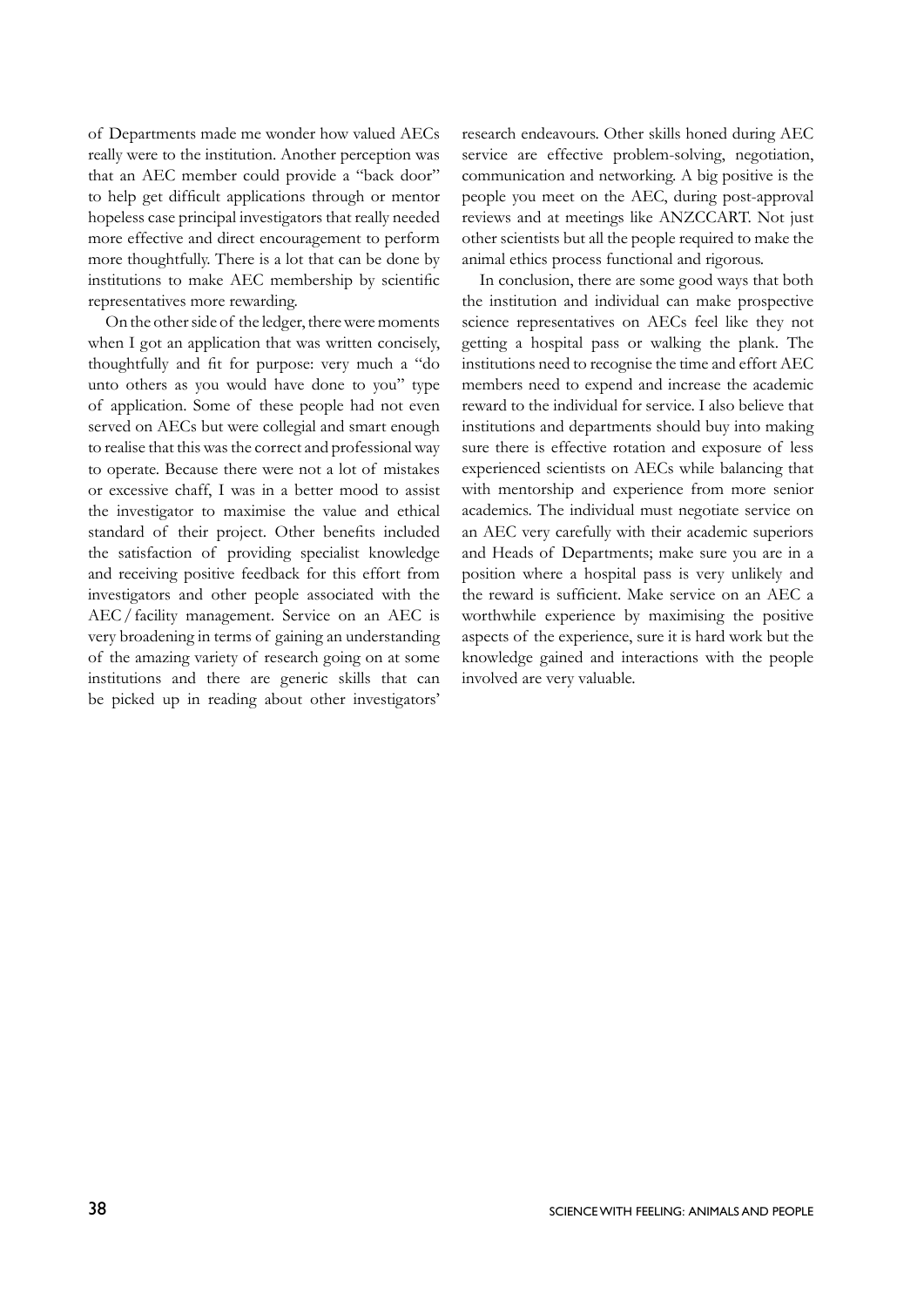of Departments made me wonder how valued AECs really were to the institution. Another perception was that an AEC member could provide a "back door" to help get difficult applications through or mentor hopeless case principal investigators that really needed more effective and direct encouragement to perform more thoughtfully. There is a lot that can be done by institutions to make AEC membership by scientific representatives more rewarding.

On the other side of the ledger, there were moments when I got an application that was written concisely, thoughtfully and fit for purpose: very much a "do unto others as you would have done to you" type of application. Some of these people had not even served on AECs but were collegial and smart enough to realise that this was the correct and professional way to operate. Because there were not a lot of mistakes or excessive chaff, I was in a better mood to assist the investigator to maximise the value and ethical standard of their project. Other benefits included the satisfaction of providing specialist knowledge and receiving positive feedback for this effort from investigators and other people associated with the AEC / facility management. Service on an AEC is very broadening in terms of gaining an understanding of the amazing variety of research going on at some institutions and there are generic skills that can be picked up in reading about other investigators' research endeavours. Other skills honed during AEC service are effective problem-solving, negotiation, communication and networking. A big positive is the people you meet on the AEC, during post-approval reviews and at meetings like ANZCCART. Not just other scientists but all the people required to make the animal ethics process functional and rigorous.

In conclusion, there are some good ways that both the institution and individual can make prospective science representatives on AECs feel like they not getting a hospital pass or walking the plank. The institutions need to recognise the time and effort AEC members need to expend and increase the academic reward to the individual for service. I also believe that institutions and departments should buy into making sure there is effective rotation and exposure of less experienced scientists on AECs while balancing that with mentorship and experience from more senior academics. The individual must negotiate service on an AEC very carefully with their academic superiors and Heads of Departments; make sure you are in a position where a hospital pass is very unlikely and the reward is sufficient. Make service on an AEC a worthwhile experience by maximising the positive aspects of the experience, sure it is hard work but the knowledge gained and interactions with the people involved are very valuable.